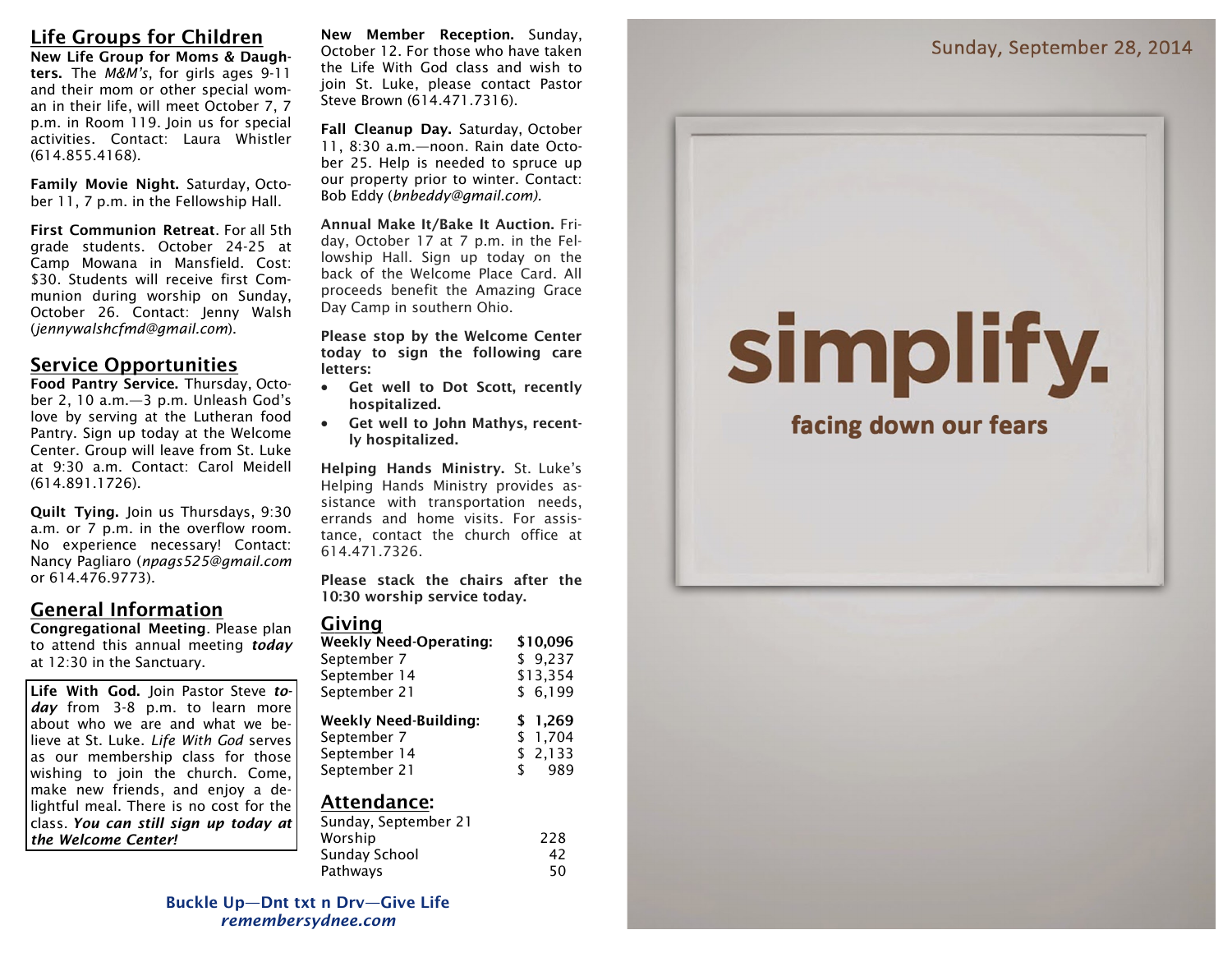## Life Groups for Children

**New Life Group for Moms & Daughters.** The *M&M's*, for girls ages 9-11 and their mom or other special woman in their life, will meet October 7, 7 p.m. in Room 119. Join us for special activities. Contact: Laura Whistler (614.855.4168).

**Family Movie Night.** Saturday, October 11, 7 p.m. in the Fellowship Hall.

**First Communion Retreat**. For all 5th grade students. October 24-25 at Camp Mowana in Mansfield. Cost: $30. Students will receive first Communion during worship on Sunday, October 26. Contact: Jenny Walsh (*jennywalshcfmd@gmail.com*).

## Service Opportunities

**Food Pantry Service.** Thursday, October 2, 10 a.m.—3 p.m. Unleash God's love by serving at the Lutheran food Pantry. Sign up today at the Welcome Center. Group will leave from St. Luke at 9:30 a.m. Contact: Carol Meidell (614.891.1726).

**Quilt Tying.** Join us Thursdays, 9:30 a.m. or 7 p.m. in the overflow room. No experience necessary! Contact: Nancy Pagliaro (*npags525@gmail.com* or 614.476.9773).

## General Information

**Congregational Meeting**. Please plan to attend this annual meeting ***today*** at 12:30 in the Sanctuary.

**Life With God.** Join Pastor Steve ***today*** from 3-8 p.m. to learn more about who we are and what we believe at St. Luke. *Life With God* serves as our membership class for those wishing to join the church. Come, make new friends, and enjoy a delightful meal. There is no cost for the class. ***You can still sign up today at the Welcome Center!***

**New Member Reception.** Sunday, October 12. For those who have taken the Life With God class and wish to join St. Luke, please contact Pastor Steve Brown (614.471.7316).

**Fall Cleanup Day.** Saturday, October 11, 8:30 a.m.—noon. Rain date October 25. Help is needed to spruce up our property prior to winter. Contact: Bob Eddy (*bnbeddy@gmail.com).*

**Annual Make It/Bake It Auction.** Friday, October 17 at 7 p.m. in the Fellowship Hall. Sign up today on the back of the Welcome Place Card. All proceeds benefit the Amazing Grace Day Camp in southern Ohio.

**Please stop by the Welcome Center today to sign the following care letters:**

- **Get well to Dot Scott, recently hospitalized.**
- **Get well to John Mathys, recently hospitalized.**

**Helping Hands Ministry.** St. Luke's Helping Hands Ministry provides assistance with transportation needs, errands and home visits. For assistance, contact the church office at 614.471.7326.

**Please stack the chairs after the 10:30 worship service today.**

## Giving

| **Weekly Need-Operating:** | **$10,096** |
|---|---|
| September 7 | $ 9,237 |
| September 14 | $13,354 |
| September 21 | $ 6,199 |

| **Weekly Need-Building:** | **$ 1,269** |
|---|---|
| September 7 | $ 1,704 |
| September 14 | $ 2,133 |
| September 21 | $ 989 |

## Attendance:

| Sunday, September 21 | |
|---|---|
| Worship | 228 |
| Sunday School | 42 |
| Pathways | 50 |

**Buckle Up—Dnt txt n Drv—Give Life**
***remembersydnee.com***

Sunday, September 28, 2014

# simplify.

## facing down our fears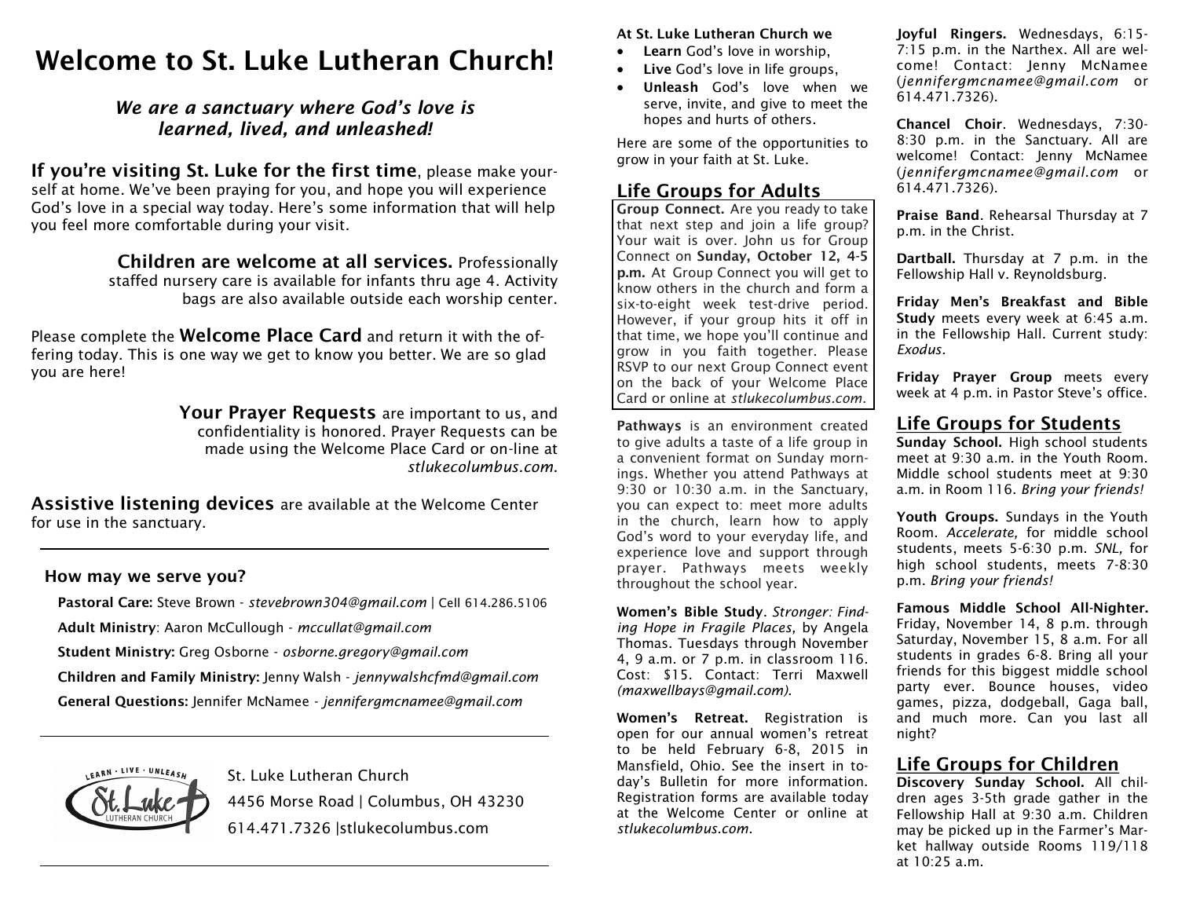# Welcome to St. Luke Lutheran Church!

*We are a sanctuary where God's love is learned, lived, and unleashed!*

**If you're visiting St. Luke for the first time**, please make yourself at home. We've been praying for you, and hope you will experience God's love in a special way today. Here's some information that will help you feel more comfortable during your visit.

**Children are welcome at all services.** Professionally staffed nursery care is available for infants thru age 4. Activity bags are also available outside each worship center.

Please complete the **Welcome Place Card** and return it with the offering today. This is one way we get to know you better. We are so glad you are here!

**Your Prayer Requests** are important to us, and confidentiality is honored. Prayer Requests can be made using the Welcome Place Card or on-line at *stlukecolumbus.com*.

**Assistive listening devices** are available at the Welcome Center for use in the sanctuary.

### How may we serve you?

**Pastoral Care:** Steve Brown - *stevebrown304@gmail.com* | Cell 614.286.5106

**Adult Ministry**: Aaron McCullough - *mccullat@gmail.com*

**Student Ministry:** Greg Osborne - *osborne.gregory@gmail.com*

**Children and Family Ministry:** Jenny Walsh - *jennywalshcfmd@gmail.com*

**General Questions:** Jennifer McNamee - *jennifergmcnamee@gmail.com*

St. Luke Lutheran Church
4456 Morse Road | Columbus, OH 43230
614.471.7326 |stlukecolumbus.com

**At St. Luke Lutheran Church we**

- **Learn** God's love in worship,
- **Live** God's love in life groups,
- **Unleash** God's love when we serve, invite, and give to meet the hopes and hurts of others.

Here are some of the opportunities to grow in your faith at St. Luke.

## Life Groups for Adults

**Group Connect.** Are you ready to take that next step and join a life group? Your wait is over. John us for Group Connect on **Sunday, October 12, 4-5 p.m.** At Group Connect you will get to know others in the church and form a six-to-eight week test-drive period. However, if your group hits it off in that time, we hope you'll continue and grow in you faith together. Please RSVP to our next Group Connect event on the back of your Welcome Place Card or online at *stlukecolumbus.com*.

**Pathways** is an environment created to give adults a taste of a life group in a convenient format on Sunday mornings. Whether you attend Pathways at 9:30 or 10:30 a.m. in the Sanctuary, you can expect to: meet more adults in the church, learn how to apply God's word to your everyday life, and experience love and support through prayer. Pathways meets weekly throughout the school year.

**Women's Bible Study**. *Stronger: Finding Hope in Fragile Places,* by Angela Thomas. Tuesdays through November 4, 9 a.m. or 7 p.m. in classroom 116. Cost: $15. Contact: Terri Maxwell *(maxwellbays@gmail.com).*

**Women's Retreat.** Registration is open for our annual women's retreat to be held February 6-8, 2015 in Mansfield, Ohio. See the insert in today's Bulletin for more information. Registration forms are available today at the Welcome Center or online at *stlukecolumbus.com.*

**Joyful Ringers.** Wednesdays, 6:15-7:15 p.m. in the Narthex. All are welcome! Contact: Jenny McNamee (*jennifergmcnamee@gmail.com* or 614.471.7326).

**Chancel Choir**. Wednesdays, 7:30-8:30 p.m. in the Sanctuary. All are welcome! Contact: Jenny McNamee (*jennifergmcnamee@gmail.com* or 614.471.7326).

**Praise Band**. Rehearsal Thursday at 7 p.m. in the Christ.

**Dartball.** Thursday at 7 p.m. in the Fellowship Hall v. Reynoldsburg.

**Friday Men's Breakfast and Bible Study** meets every week at 6:45 a.m. in the Fellowship Hall. Current study: *Exodus*.

**Friday Prayer Group** meets every week at 4 p.m. in Pastor Steve's office.

## Life Groups for Students

**Sunday School.** High school students meet at 9:30 a.m. in the Youth Room. Middle school students meet at 9:30 a.m. in Room 116. *Bring your friends!*

**Youth Groups.** Sundays in the Youth Room. *Accelerate,* for middle school students, meets 5-6:30 p.m. *SNL,* for high school students, meets 7-8:30 p.m. *Bring your friends!*

**Famous Middle School All-Nighter.** Friday, November 14, 8 p.m. through Saturday, November 15, 8 a.m. For all students in grades 6-8. Bring all your friends for this biggest middle school party ever. Bounce houses, video games, pizza, dodgeball, Gaga ball, and much more. Can you last all night?

## Life Groups for Children

**Discovery Sunday School.** All children ages 3-5th grade gather in the Fellowship Hall at 9:30 a.m. Children may be picked up in the Farmer's Market hallway outside Rooms 119/118 at 10:25 a.m.